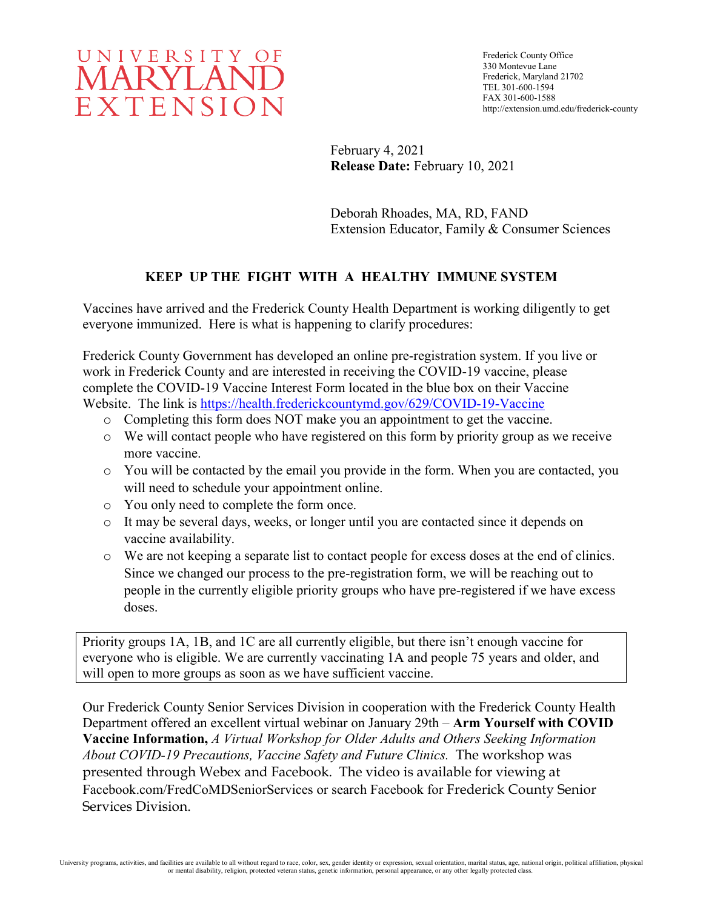UNIVERSITY OF MARYLAND EXTENSION

Frederick County Office
330 Montevue Lane
Frederick, Maryland 21702
TEL 301-600-1594
FAX 301-600-1588
http://extension.umd.edu/frederick-county

February 4, 2021
**Release Date:** February 10, 2021

Deborah Rhoades, MA, RD, FAND
Extension Educator, Family & Consumer Sciences

## KEEP UP THE FIGHT WITH A HEALTHY IMMUNE SYSTEM

Vaccines have arrived and the Frederick County Health Department is working diligently to get everyone immunized. Here is what is happening to clarify procedures:

Frederick County Government has developed an online pre-registration system. If you live or work in Frederick County and are interested in receiving the COVID-19 vaccine, please complete the COVID-19 Vaccine Interest Form located in the blue box on their Vaccine Website. The link is https://health.frederickcountymd.gov/629/COVID-19-Vaccine

- Completing this form does NOT make you an appointment to get the vaccine.
- We will contact people who have registered on this form by priority group as we receive more vaccine.
- You will be contacted by the email you provide in the form. When you are contacted, you will need to schedule your appointment online.
- You only need to complete the form once.
- It may be several days, weeks, or longer until you are contacted since it depends on vaccine availability.
- We are not keeping a separate list to contact people for excess doses at the end of clinics. Since we changed our process to the pre-registration form, we will be reaching out to people in the currently eligible priority groups who have pre-registered if we have excess doses.

> Priority groups 1A, 1B, and 1C are all currently eligible, but there isn't enough vaccine for everyone who is eligible. We are currently vaccinating 1A and people 75 years and older, and will open to more groups as soon as we have sufficient vaccine.

Our Frederick County Senior Services Division in cooperation with the Frederick County Health Department offered an excellent virtual webinar on January 29th – **Arm Yourself with COVID Vaccine Information,** *A Virtual Workshop for Older Adults and Others Seeking Information About COVID-19 Precautions, Vaccine Safety and Future Clinics.* The workshop was presented through Webex and Facebook. The video is available for viewing at Facebook.com/FredCoMDSeniorServices or search Facebook for Frederick County Senior Services Division.

University programs, activities, and facilities are available to all without regard to race, color, sex, gender identity or expression, sexual orientation, marital status, age, national origin, political affiliation, physical or mental disability, religion, protected veteran status, genetic information, personal appearance, or any other legally protected class.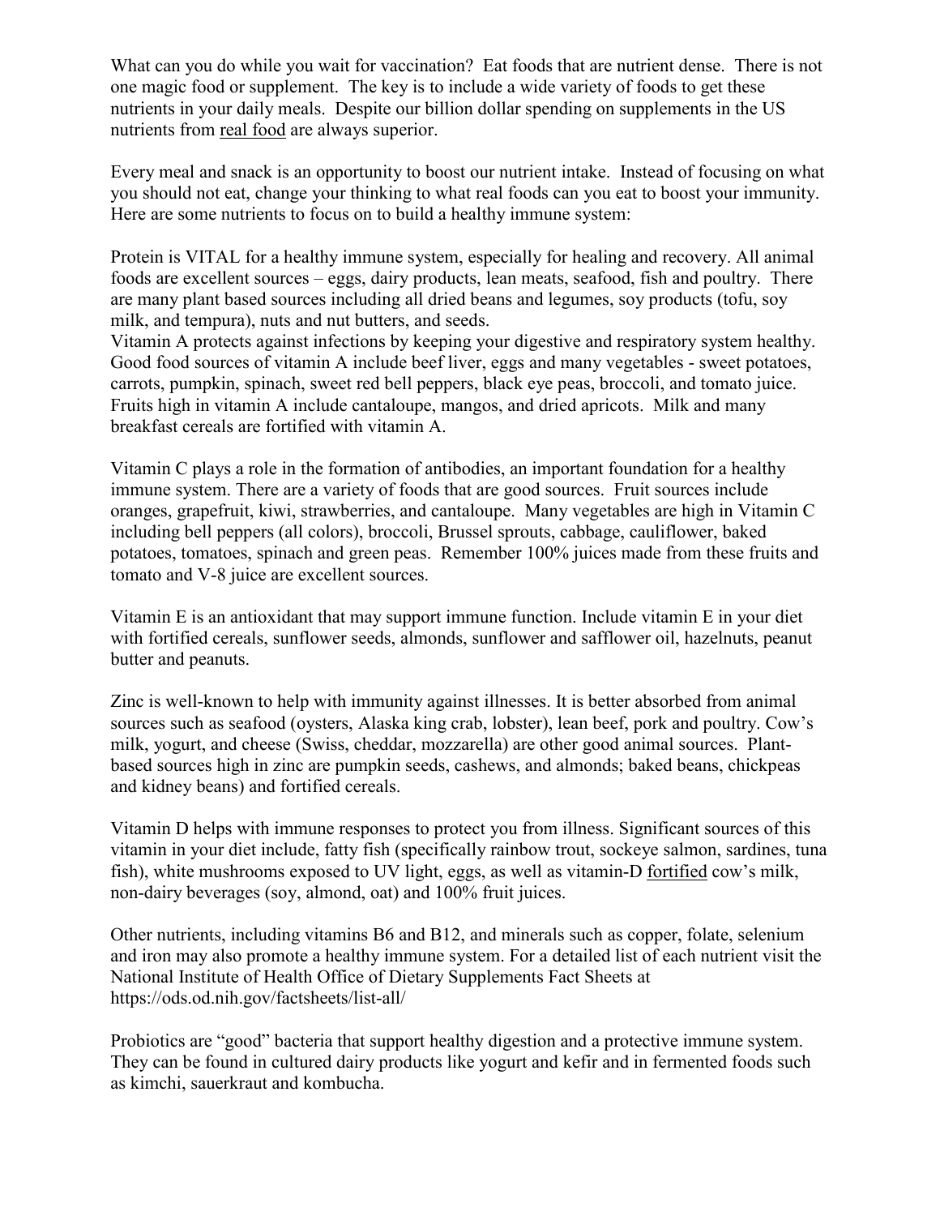What can you do while you wait for vaccination? Eat foods that are nutrient dense. There is not one magic food or supplement. The key is to include a wide variety of foods to get these nutrients in your daily meals. Despite our billion dollar spending on supplements in the US nutrients from <u>real food</u> are always superior.

Every meal and snack is an opportunity to boost our nutrient intake. Instead of focusing on what you should not eat, change your thinking to what real foods can you eat to boost your immunity. Here are some nutrients to focus on to build a healthy immune system:

Protein is VITAL for a healthy immune system, especially for healing and recovery. All animal foods are excellent sources – eggs, dairy products, lean meats, seafood, fish and poultry. There are many plant based sources including all dried beans and legumes, soy products (tofu, soy milk, and tempura), nuts and nut butters, and seeds.
Vitamin A protects against infections by keeping your digestive and respiratory system healthy. Good food sources of vitamin A include beef liver, eggs and many vegetables - sweet potatoes, carrots, pumpkin, spinach, sweet red bell peppers, black eye peas, broccoli, and tomato juice. Fruits high in vitamin A include cantaloupe, mangos, and dried apricots. Milk and many breakfast cereals are fortified with vitamin A.

Vitamin C plays a role in the formation of antibodies, an important foundation for a healthy immune system. There are a variety of foods that are good sources. Fruit sources include oranges, grapefruit, kiwi, strawberries, and cantaloupe. Many vegetables are high in Vitamin C including bell peppers (all colors), broccoli, Brussel sprouts, cabbage, cauliflower, baked potatoes, tomatoes, spinach and green peas. Remember 100% juices made from these fruits and tomato and V-8 juice are excellent sources.

Vitamin E is an antioxidant that may support immune function. Include vitamin E in your diet with fortified cereals, sunflower seeds, almonds, sunflower and safflower oil, hazelnuts, peanut butter and peanuts.

Zinc is well-known to help with immunity against illnesses. It is better absorbed from animal sources such as seafood (oysters, Alaska king crab, lobster), lean beef, pork and poultry. Cow's milk, yogurt, and cheese (Swiss, cheddar, mozzarella) are other good animal sources. Plant-based sources high in zinc are pumpkin seeds, cashews, and almonds; baked beans, chickpeas and kidney beans) and fortified cereals.

Vitamin D helps with immune responses to protect you from illness. Significant sources of this vitamin in your diet include, fatty fish (specifically rainbow trout, sockeye salmon, sardines, tuna fish), white mushrooms exposed to UV light, eggs, as well as vitamin-D <u>fortified</u> cow's milk, non-dairy beverages (soy, almond, oat) and 100% fruit juices.

Other nutrients, including vitamins B6 and B12, and minerals such as copper, folate, selenium and iron may also promote a healthy immune system. For a detailed list of each nutrient visit the National Institute of Health Office of Dietary Supplements Fact Sheets at https://ods.od.nih.gov/factsheets/list-all/

Probiotics are "good" bacteria that support healthy digestion and a protective immune system. They can be found in cultured dairy products like yogurt and kefir and in fermented foods such as kimchi, sauerkraut and kombucha.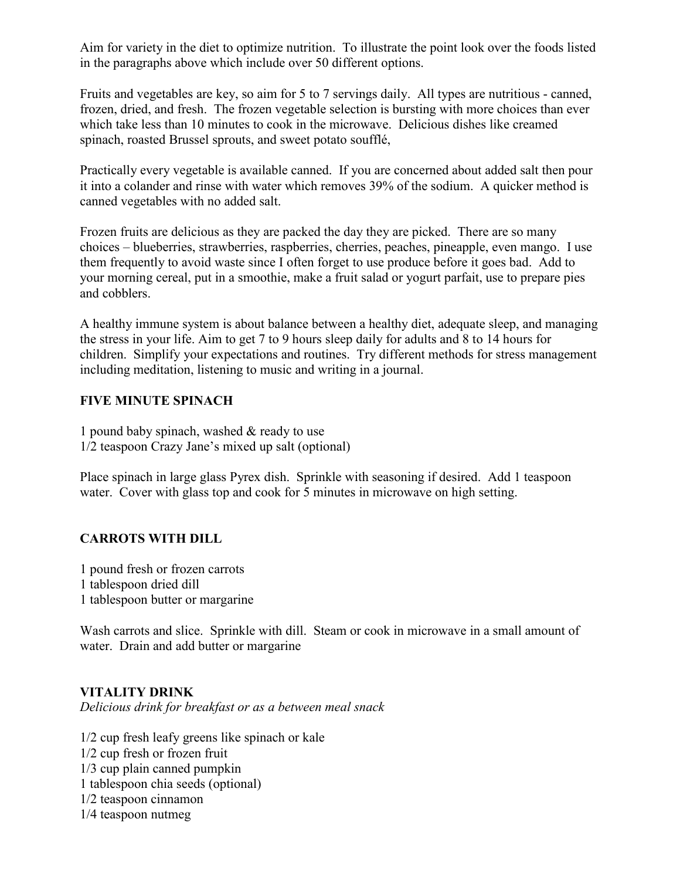Aim for variety in the diet to optimize nutrition. To illustrate the point look over the foods listed in the paragraphs above which include over 50 different options.

Fruits and vegetables are key, so aim for 5 to 7 servings daily. All types are nutritious - canned, frozen, dried, and fresh. The frozen vegetable selection is bursting with more choices than ever which take less than 10 minutes to cook in the microwave. Delicious dishes like creamed spinach, roasted Brussel sprouts, and sweet potato soufflé,

Practically every vegetable is available canned. If you are concerned about added salt then pour it into a colander and rinse with water which removes 39% of the sodium. A quicker method is canned vegetables with no added salt.

Frozen fruits are delicious as they are packed the day they are picked. There are so many choices – blueberries, strawberries, raspberries, cherries, peaches, pineapple, even mango. I use them frequently to avoid waste since I often forget to use produce before it goes bad. Add to your morning cereal, put in a smoothie, make a fruit salad or yogurt parfait, use to prepare pies and cobblers.

A healthy immune system is about balance between a healthy diet, adequate sleep, and managing the stress in your life. Aim to get 7 to 9 hours sleep daily for adults and 8 to 14 hours for children. Simplify your expectations and routines. Try different methods for stress management including meditation, listening to music and writing in a journal.

**FIVE MINUTE SPINACH**

1 pound baby spinach, washed & ready to use
1/2 teaspoon Crazy Jane's mixed up salt (optional)

Place spinach in large glass Pyrex dish. Sprinkle with seasoning if desired. Add 1 teaspoon water. Cover with glass top and cook for 5 minutes in microwave on high setting.

**CARROTS WITH DILL**

1 pound fresh or frozen carrots
1 tablespoon dried dill
1 tablespoon butter or margarine

Wash carrots and slice. Sprinkle with dill. Steam or cook in microwave in a small amount of water. Drain and add butter or margarine

**VITALITY DRINK**
*Delicious drink for breakfast or as a between meal snack*

1/2 cup fresh leafy greens like spinach or kale
1/2 cup fresh or frozen fruit
1/3 cup plain canned pumpkin
1 tablespoon chia seeds (optional)
1/2 teaspoon cinnamon
1/4 teaspoon nutmeg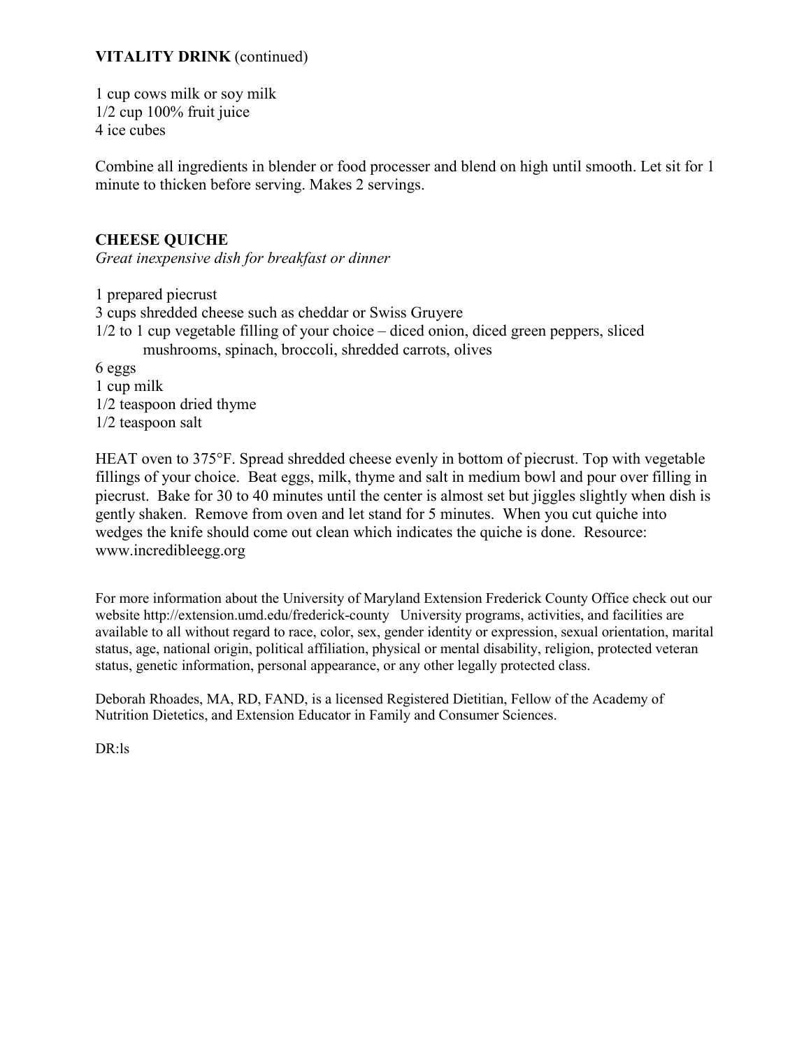**VITALITY DRINK** (continued)

1 cup cows milk or soy milk
1/2 cup 100% fruit juice
4 ice cubes

Combine all ingredients in blender or food processer and blend on high until smooth. Let sit for 1 minute to thicken before serving. Makes 2 servings.

**CHEESE QUICHE**

*Great inexpensive dish for breakfast or dinner*

1 prepared piecrust
3 cups shredded cheese such as cheddar or Swiss Gruyere
1/2 to 1 cup vegetable filling of your choice – diced onion, diced green peppers, sliced mushrooms, spinach, broccoli, shredded carrots, olives
6 eggs
1 cup milk
1/2 teaspoon dried thyme
1/2 teaspoon salt

HEAT oven to 375°F. Spread shredded cheese evenly in bottom of piecrust. Top with vegetable fillings of your choice. Beat eggs, milk, thyme and salt in medium bowl and pour over filling in piecrust. Bake for 30 to 40 minutes until the center is almost set but jiggles slightly when dish is gently shaken. Remove from oven and let stand for 5 minutes. When you cut quiche into wedges the knife should come out clean which indicates the quiche is done. Resource: www.incredibleegg.org

For more information about the University of Maryland Extension Frederick County Office check out our website http://extension.umd.edu/frederick-county University programs, activities, and facilities are available to all without regard to race, color, sex, gender identity or expression, sexual orientation, marital status, age, national origin, political affiliation, physical or mental disability, religion, protected veteran status, genetic information, personal appearance, or any other legally protected class.

Deborah Rhoades, MA, RD, FAND, is a licensed Registered Dietitian, Fellow of the Academy of Nutrition Dietetics, and Extension Educator in Family and Consumer Sciences.

DR:ls